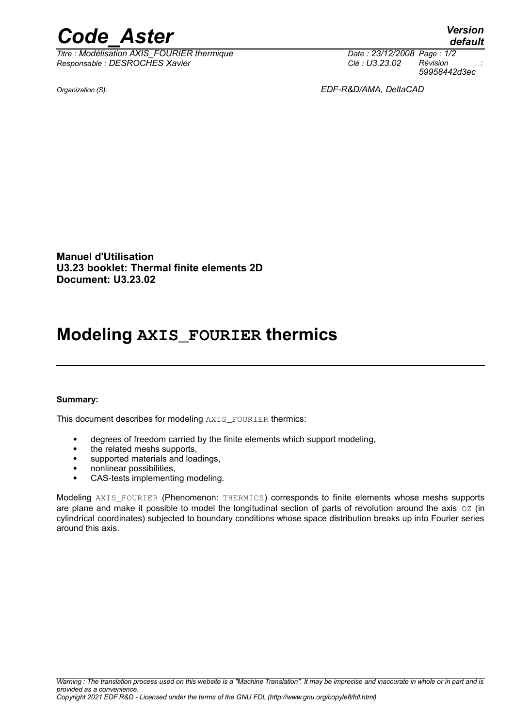Organization (S): EDF-R&D/AMA, DeltaCAD

**Manuel d'Utilisation**
**U3.23 booklet: Thermal finite elements 2D**
**Document: U3.23.02**

# Modeling AXIS_FOURIER thermics

**Summary:**

This document describes for modeling AXIS_FOURIER thermics:

- degrees of freedom carried by the finite elements which support modeling,
- the related meshs supports,
- supported materials and loadings,
- nonlinear possibilities,
- CAS-tests implementing modeling.

Modeling AXIS_FOURIER (Phenomenon: THERMICS) corresponds to finite elements whose meshs supports are plane and make it possible to model the longitudinal section of parts of revolution around the axis OZ (in cylindrical coordinates) subjected to boundary conditions whose space distribution breaks up into Fourier series around this axis.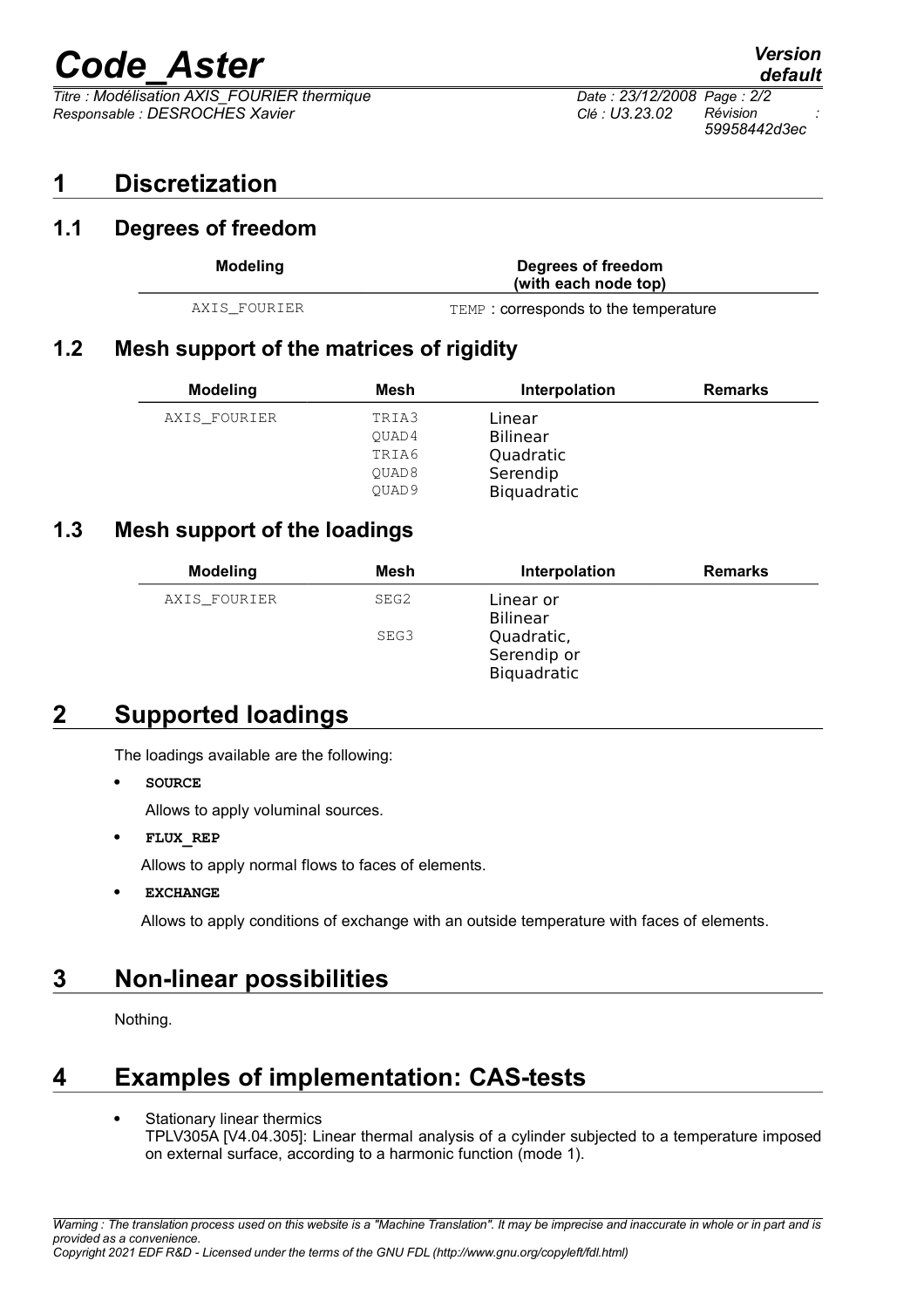# 1 Discretization

## 1.1 Degrees of freedom

| Modeling | Degrees of freedom (with each node top) |
|---|---|
| AXIS_FOURIER | TEMP : corresponds to the temperature |

## 1.2 Mesh support of the matrices of rigidity

| Modeling | Mesh | Interpolation | Remarks |
|---|---|---|---|
| AXIS_FOURIER | TRIA3 | Linear | |
| | QUAD4 | Bilinear | |
| | TRIA6 | Quadratic | |
| | QUAD8 | Serendip | |
| | QUAD9 | Biquadratic | |

## 1.3 Mesh support of the loadings

| Modeling | Mesh | Interpolation | Remarks |
|---|---|---|---|
| AXIS_FOURIER | SEG2 | Linear or Bilinear | |
| | SEG3 | Quadratic, Serendip or Biquadratic | |

# 2 Supported loadings

The loadings available are the following:

- **SOURCE**

  Allows to apply voluminal sources.

- **FLUX_REP**

  Allows to apply normal flows to faces of elements.

- **EXCHANGE**

  Allows to apply conditions of exchange with an outside temperature with faces of elements.

# 3 Non-linear possibilities

Nothing.

# 4 Examples of implementation: CAS-tests

- Stationary linear thermics
  TPLV305A [V4.04.305]: Linear thermal analysis of a cylinder subjected to a temperature imposed on external surface, according to a harmonic function (mode 1).